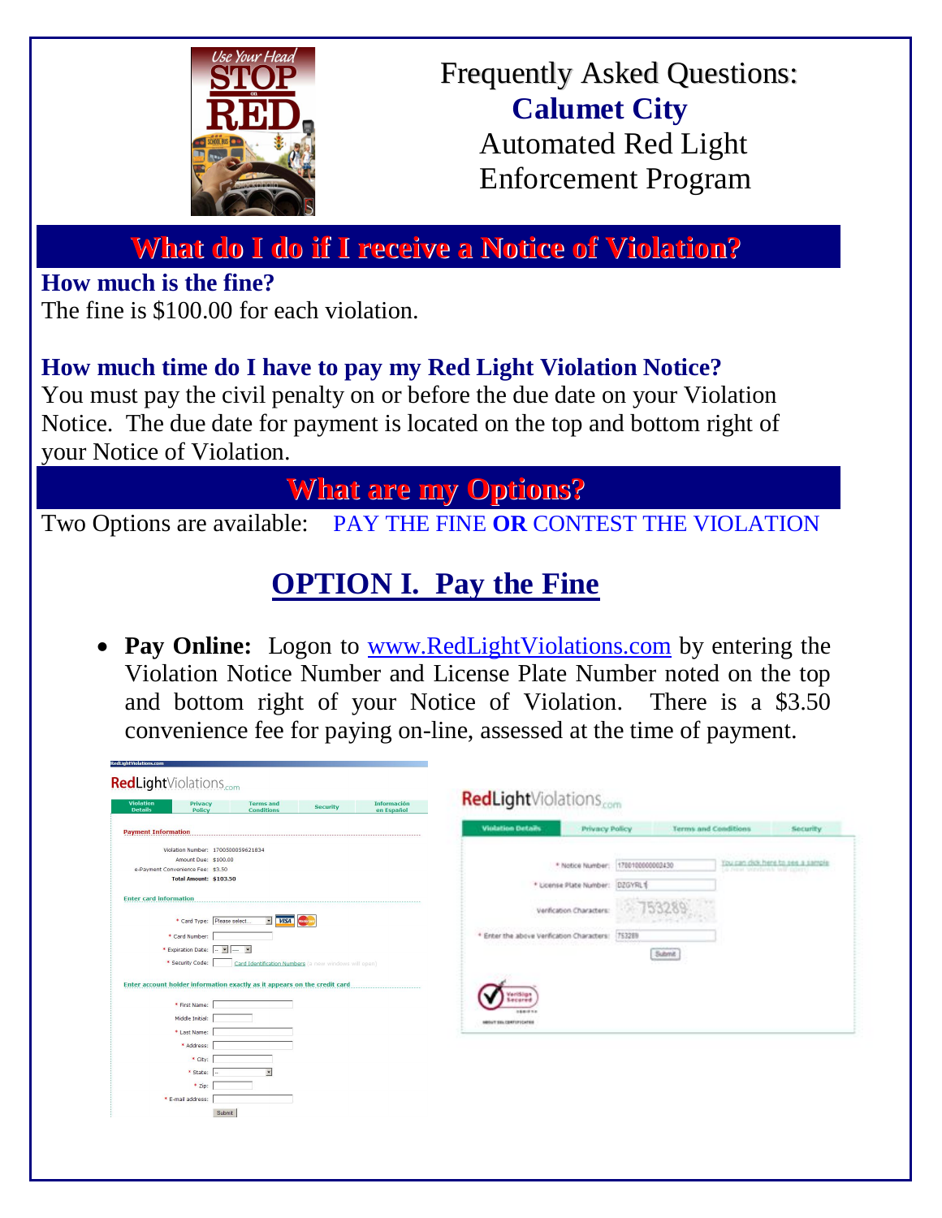# Frequently Asked Questions: Calumet City Automated Red Light Enforcement Program

## What do I do if I receive a Notice of Violation?

### How much is the fine?

The fine is $100.00 for each violation.

### How much time do I have to pay my Red Light Violation Notice?

You must pay the civil penalty on or before the due date on your Violation Notice. The due date for payment is located on the top and bottom right of your Notice of Violation.

## What are my Options?

Two Options are available: PAY THE FINE **OR** CONTEST THE VIOLATION

## OPTION I. Pay the Fine

- **Pay Online:** Logon to www.RedLightViolations.com by entering the Violation Notice Number and License Plate Number noted on the top and bottom right of your Notice of Violation. There is a $3.50 convenience fee for paying on-line, assessed at the time of payment.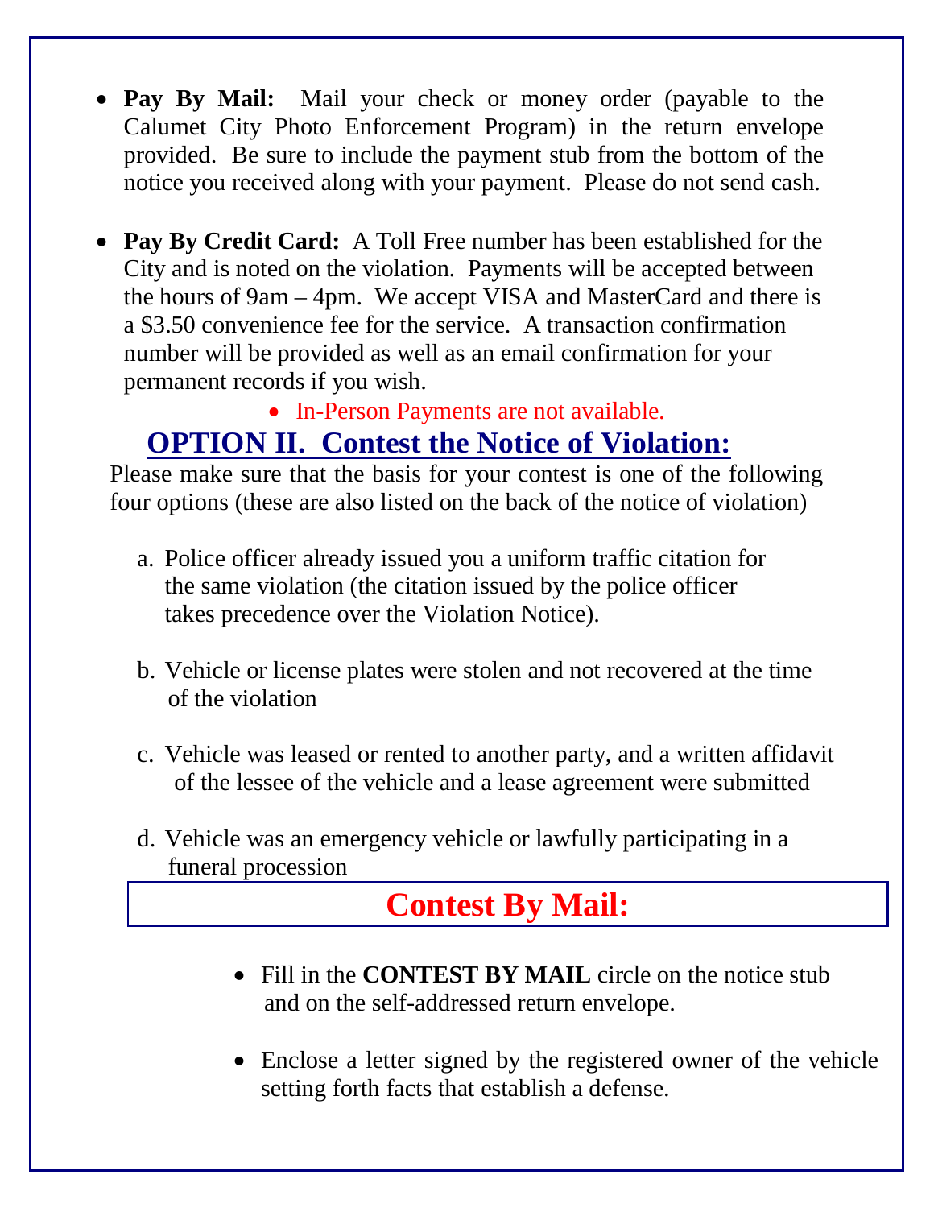- **Pay By Mail:** Mail your check or money order (payable to the Calumet City Photo Enforcement Program) in the return envelope provided. Be sure to include the payment stub from the bottom of the notice you received along with your payment. Please do not send cash.

- **Pay By Credit Card:** A Toll Free number has been established for the City and is noted on the violation. Payments will be accepted between the hours of 9am – 4pm. We accept VISA and MasterCard and there is a $3.50 convenience fee for the service. A transaction confirmation number will be provided as well as an email confirmation for your permanent records if you wish.

  - In-Person Payments are not available.

## OPTION II. Contest the Notice of Violation:

Please make sure that the basis for your contest is one of the following four options (these are also listed on the back of the notice of violation)

a. Police officer already issued you a uniform traffic citation for the same violation (the citation issued by the police officer takes precedence over the Violation Notice).

b. Vehicle or license plates were stolen and not recovered at the time of the violation

c. Vehicle was leased or rented to another party, and a written affidavit of the lessee of the vehicle and a lease agreement were submitted

d. Vehicle was an emergency vehicle or lawfully participating in a funeral procession

## Contest By Mail:

- Fill in the **CONTEST BY MAIL** circle on the notice stub and on the self-addressed return envelope.

- Enclose a letter signed by the registered owner of the vehicle setting forth facts that establish a defense.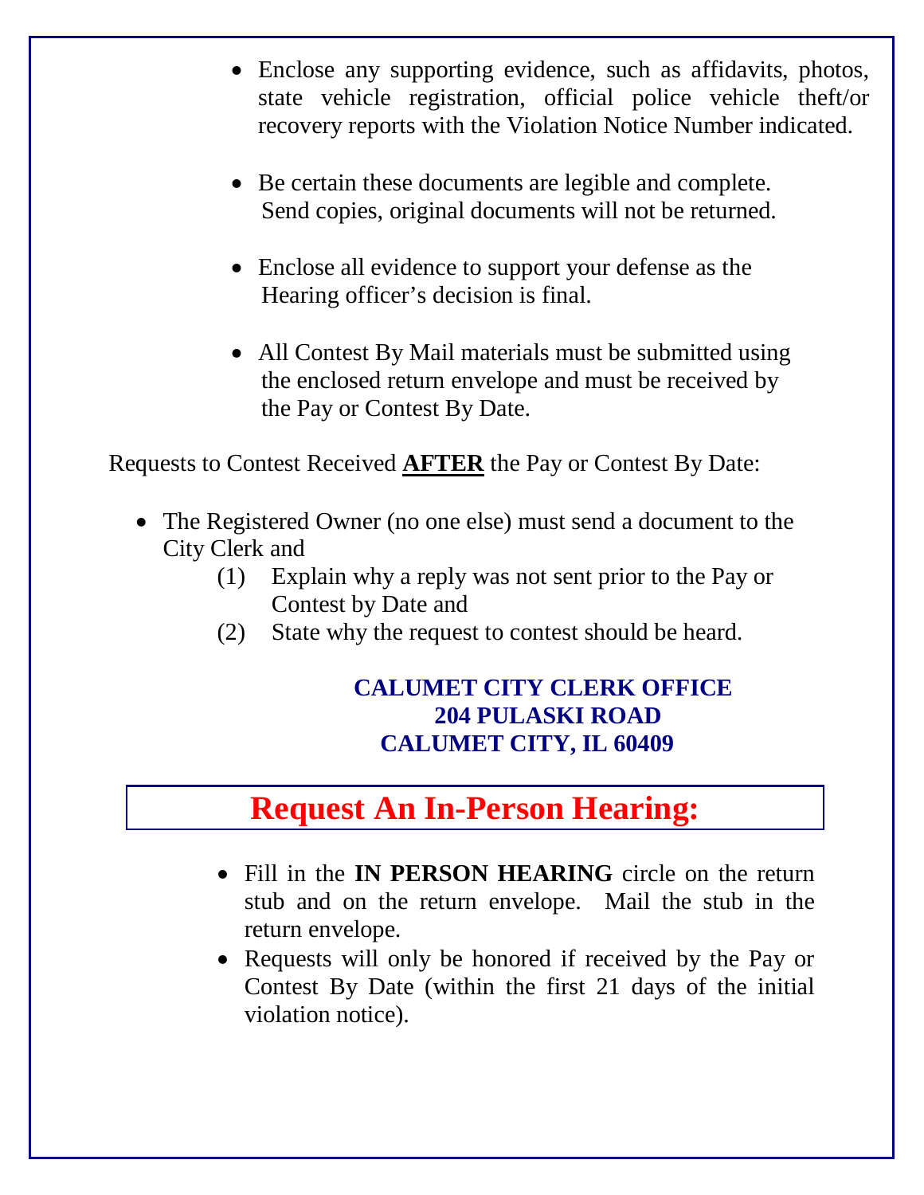- Enclose any supporting evidence, such as affidavits, photos, state vehicle registration, official police vehicle theft/or recovery reports with the Violation Notice Number indicated.

- Be certain these documents are legible and complete. Send copies, original documents will not be returned.

- Enclose all evidence to support your defense as the Hearing officer's decision is final.

- All Contest By Mail materials must be submitted using the enclosed return envelope and must be received by the Pay or Contest By Date.

Requests to Contest Received **AFTER** the Pay or Contest By Date:

- The Registered Owner (no one else) must send a document to the City Clerk and
  1. Explain why a reply was not sent prior to the Pay or Contest by Date and
  2. State why the request to contest should be heard.

**CALUMET CITY CLERK OFFICE**
**204 PULASKI ROAD**
**CALUMET CITY, IL 60409**

## Request An In-Person Hearing:

- Fill in the **IN PERSON HEARING** circle on the return stub and on the return envelope. Mail the stub in the return envelope.
- Requests will only be honored if received by the Pay or Contest By Date (within the first 21 days of the initial violation notice).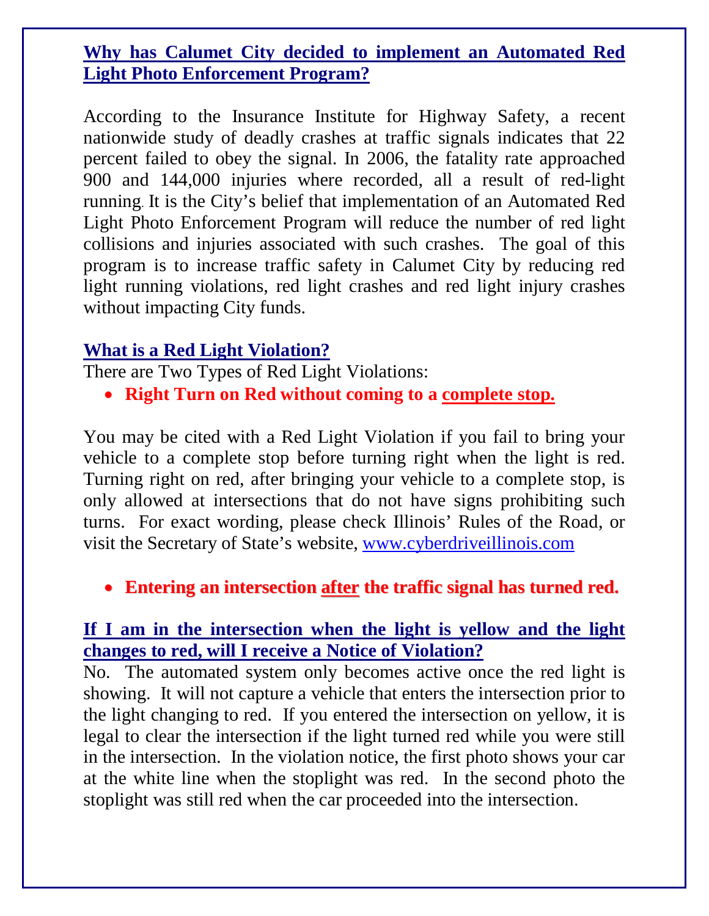## Why has Calumet City decided to implement an Automated Red Light Photo Enforcement Program?

According to the Insurance Institute for Highway Safety, a recent nationwide study of deadly crashes at traffic signals indicates that 22 percent failed to obey the signal. In 2006, the fatality rate approached 900 and 144,000 injuries where recorded, all a result of red-light running. It is the City's belief that implementation of an Automated Red Light Photo Enforcement Program will reduce the number of red light collisions and injuries associated with such crashes. The goal of this program is to increase traffic safety in Calumet City by reducing red light running violations, red light crashes and red light injury crashes without impacting City funds.

## What is a Red Light Violation?

There are Two Types of Red Light Violations:

- **Right Turn on Red without coming to a complete stop.**

You may be cited with a Red Light Violation if you fail to bring your vehicle to a complete stop before turning right when the light is red. Turning right on red, after bringing your vehicle to a complete stop, is only allowed at intersections that do not have signs prohibiting such turns. For exact wording, please check Illinois' Rules of the Road, or visit the Secretary of State's website, www.cyberdriveillinois.com

- **Entering an intersection after the traffic signal has turned red.**

## If I am in the intersection when the light is yellow and the light changes to red, will I receive a Notice of Violation?

No. The automated system only becomes active once the red light is showing. It will not capture a vehicle that enters the intersection prior to the light changing to red. If you entered the intersection on yellow, it is legal to clear the intersection if the light turned red while you were still in the intersection. In the violation notice, the first photo shows your car at the white line when the stoplight was red. In the second photo the stoplight was still red when the car proceeded into the intersection.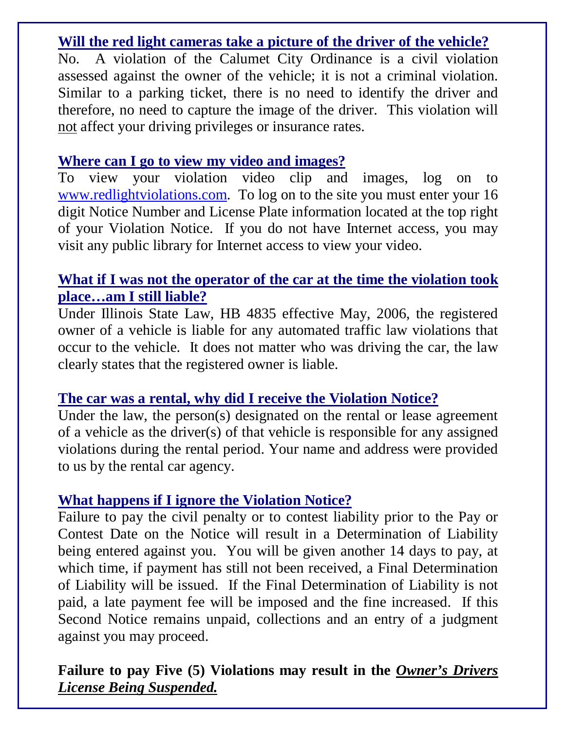### Will the red light cameras take a picture of the driver of the vehicle?

No. A violation of the Calumet City Ordinance is a civil violation assessed against the owner of the vehicle; it is not a criminal violation. Similar to a parking ticket, there is no need to identify the driver and therefore, no need to capture the image of the driver. This violation will not affect your driving privileges or insurance rates.

### Where can I go to view my video and images?

To view your violation video clip and images, log on to www.redlightviolations.com. To log on to the site you must enter your 16 digit Notice Number and License Plate information located at the top right of your Violation Notice. If you do not have Internet access, you may visit any public library for Internet access to view your video.

### What if I was not the operator of the car at the time the violation took place…am I still liable?

Under Illinois State Law, HB 4835 effective May, 2006, the registered owner of a vehicle is liable for any automated traffic law violations that occur to the vehicle. It does not matter who was driving the car, the law clearly states that the registered owner is liable.

### The car was a rental, why did I receive the Violation Notice?

Under the law, the person(s) designated on the rental or lease agreement of a vehicle as the driver(s) of that vehicle is responsible for any assigned violations during the rental period. Your name and address were provided to us by the rental car agency.

### What happens if I ignore the Violation Notice?

Failure to pay the civil penalty or to contest liability prior to the Pay or Contest Date on the Notice will result in a Determination of Liability being entered against you. You will be given another 14 days to pay, at which time, if payment has still not been received, a Final Determination of Liability will be issued. If the Final Determination of Liability is not paid, a late payment fee will be imposed and the fine increased. If this Second Notice remains unpaid, collections and an entry of a judgment against you may proceed.

**Failure to pay Five (5) Violations may result in the *Owner's Drivers License Being Suspended.***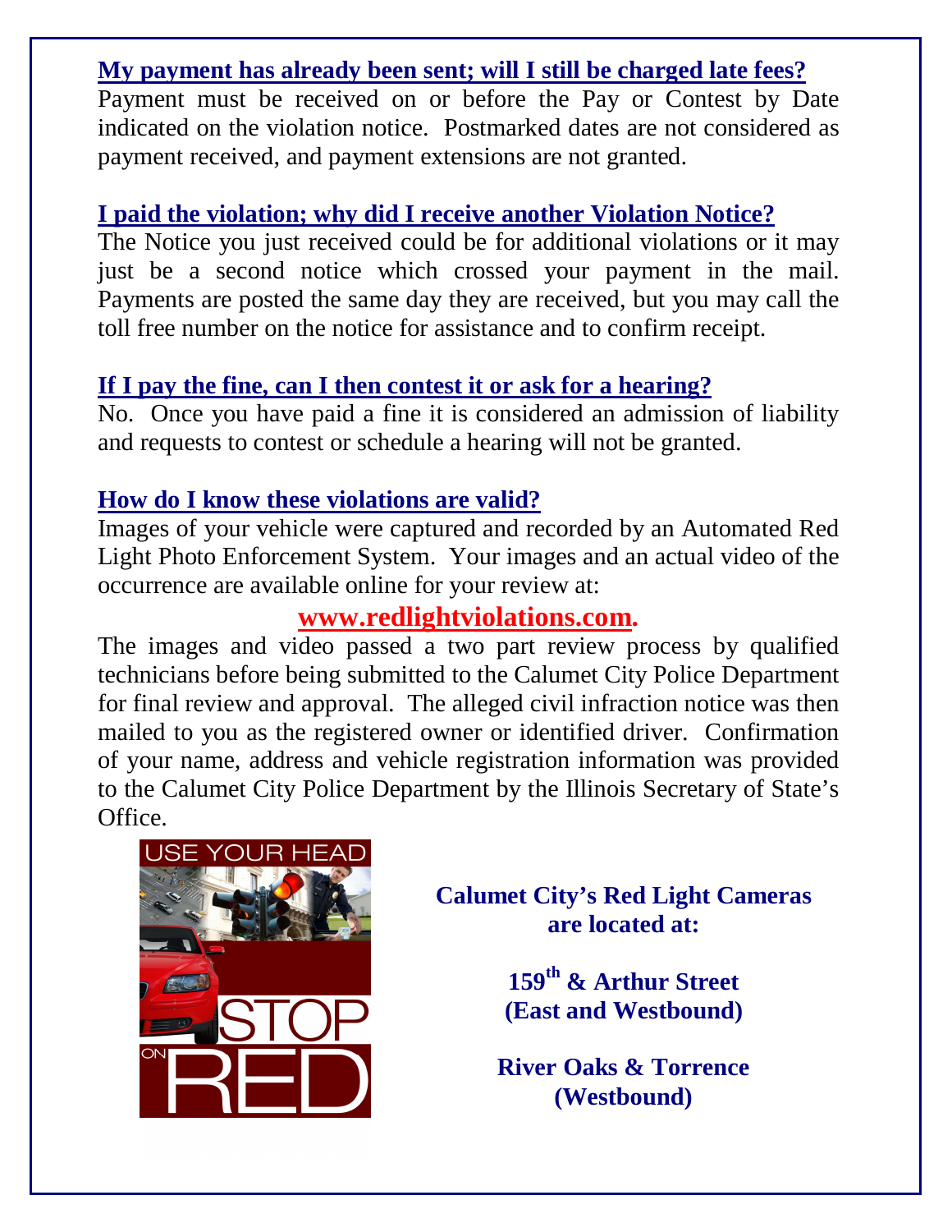## My payment has already been sent; will I still be charged late fees?

Payment must be received on or before the Pay or Contest by Date indicated on the violation notice. Postmarked dates are not considered as payment received, and payment extensions are not granted.

## I paid the violation; why did I receive another Violation Notice?

The Notice you just received could be for additional violations or it may just be a second notice which crossed your payment in the mail. Payments are posted the same day they are received, but you may call the toll free number on the notice for assistance and to confirm receipt.

## If I pay the fine, can I then contest it or ask for a hearing?

No. Once you have paid a fine it is considered an admission of liability and requests to contest or schedule a hearing will not be granted.

## How do I know these violations are valid?

Images of your vehicle were captured and recorded by an Automated Red Light Photo Enforcement System. Your images and an actual video of the occurrence are available online for your review at:

**www.redlightviolations.com.**

The images and video passed a two part review process by qualified technicians before being submitted to the Calumet City Police Department for final review and approval. The alleged civil infraction notice was then mailed to you as the registered owner or identified driver. Confirmation of your name, address and vehicle registration information was provided to the Calumet City Police Department by the Illinois Secretary of State's Office.

USE YOUR HEAD

STOP ON RED

**Calumet City's Red Light Cameras are located at:**

**159th & Arthur Street (East and Westbound)**

**River Oaks & Torrence (Westbound)**